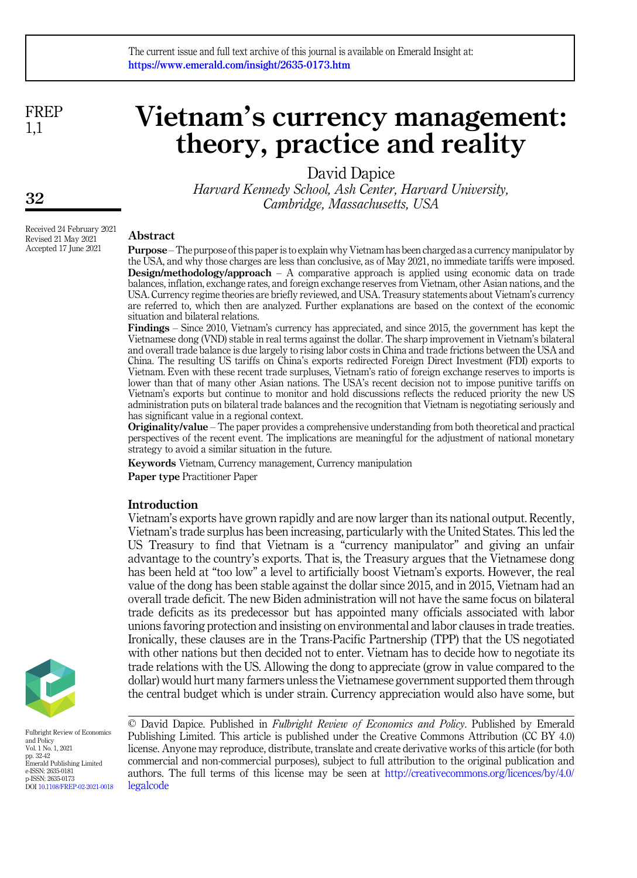The current issue and full text archive of this journal is available on Emerald Insight at: https://www.emerald.com/insight/2635-0173.htm

# Vietnam's currency management: theory, practice and reality

David Dapice

*Harvard Kennedy School, Ash Center, Harvard University, Cambridge, Massachusetts, USA*

Received 24 February 2021
Revised 21 May 2021
Accepted 17 June 2021

## Abstract

**Purpose** – The purpose of this paper is to explain why Vietnam has been charged as a currency manipulator by the USA, and why those charges are less than conclusive, as of May 2021, no immediate tariffs were imposed.

**Design/methodology/approach** – A comparative approach is applied using economic data on trade balances, inflation, exchange rates, and foreign exchange reserves from Vietnam, other Asian nations, and the USA. Currency regime theories are briefly reviewed, and USA. Treasury statements about Vietnam's currency are referred to, which then are analyzed. Further explanations are based on the context of the economic situation and bilateral relations.

**Findings** – Since 2010, Vietnam's currency has appreciated, and since 2015, the government has kept the Vietnamese dong (VND) stable in real terms against the dollar. The sharp improvement in Vietnam's bilateral and overall trade balance is due largely to rising labor costs in China and trade frictions between the USA and China. The resulting US tariffs on China's exports redirected Foreign Direct Investment (FDI) exports to Vietnam. Even with these recent trade surpluses, Vietnam's ratio of foreign exchange reserves to imports is lower than that of many other Asian nations. The USA's recent decision not to impose punitive tariffs on Vietnam's exports but continue to monitor and hold discussions reflects the reduced priority the new US administration puts on bilateral trade balances and the recognition that Vietnam is negotiating seriously and has significant value in a regional context.

**Originality/value** – The paper provides a comprehensive understanding from both theoretical and practical perspectives of the recent event. The implications are meaningful for the adjustment of national monetary strategy to avoid a similar situation in the future.

**Keywords** Vietnam, Currency management, Currency manipulation

**Paper type** Practitioner Paper

## Introduction

Vietnam's exports have grown rapidly and are now larger than its national output. Recently, Vietnam's trade surplus has been increasing, particularly with the United States. This led the US Treasury to find that Vietnam is a "currency manipulator" and giving an unfair advantage to the country's exports. That is, the Treasury argues that the Vietnamese dong has been held at "too low" a level to artificially boost Vietnam's exports. However, the real value of the dong has been stable against the dollar since 2015, and in 2015, Vietnam had an overall trade deficit. The new Biden administration will not have the same focus on bilateral trade deficits as its predecessor but has appointed many officials associated with labor unions favoring protection and insisting on environmental and labor clauses in trade treaties. Ironically, these clauses are in the Trans-Pacific Partnership (TPP) that the US negotiated with other nations but then decided not to enter. Vietnam has to decide how to negotiate its trade relations with the US. Allowing the dong to appreciate (grow in value compared to the dollar) would hurt many farmers unless the Vietnamese government supported them through the central budget which is under strain. Currency appreciation would also have some, but

© David Dapice. Published in *Fulbright Review of Economics and Policy*. Published by Emerald Publishing Limited. This article is published under the Creative Commons Attribution (CC BY 4.0) license. Anyone may reproduce, distribute, translate and create derivative works of this article (for both commercial and non-commercial purposes), subject to full attribution to the original publication and authors. The full terms of this license may be seen at http://creativecommons.org/licences/by/4.0/legalcode

Fulbright Review of Economics and Policy
Vol. 1 No. 1, 2021
pp. 32-42
Emerald Publishing Limited
e-ISSN: 2635-0181
p-ISSN: 2635-0173
DOI 10.1108/FREP-02-2021-0018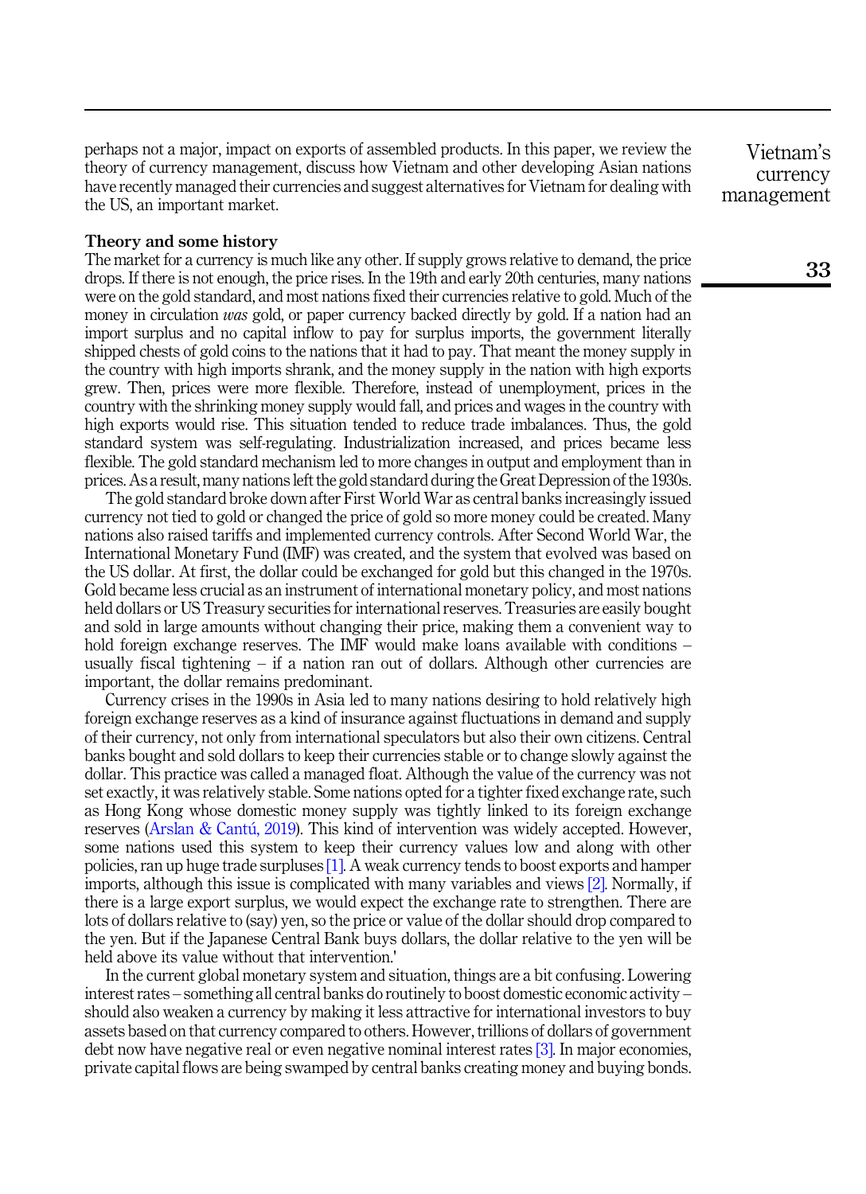perhaps not a major, impact on exports of assembled products. In this paper, we review the theory of currency management, discuss how Vietnam and other developing Asian nations have recently managed their currencies and suggest alternatives for Vietnam for dealing with the US, an important market.

## Theory and some history

The market for a currency is much like any other. If supply grows relative to demand, the price drops. If there is not enough, the price rises. In the 19th and early 20th centuries, many nations were on the gold standard, and most nations fixed their currencies relative to gold. Much of the money in circulation *was* gold, or paper currency backed directly by gold. If a nation had an import surplus and no capital inflow to pay for surplus imports, the government literally shipped chests of gold coins to the nations that it had to pay. That meant the money supply in the country with high imports shrank, and the money supply in the nation with high exports grew. Then, prices were more flexible. Therefore, instead of unemployment, prices in the country with the shrinking money supply would fall, and prices and wages in the country with high exports would rise. This situation tended to reduce trade imbalances. Thus, the gold standard system was self-regulating. Industrialization increased, and prices became less flexible. The gold standard mechanism led to more changes in output and employment than in prices. As a result, many nations left the gold standard during the Great Depression of the 1930s.

The gold standard broke down after First World War as central banks increasingly issued currency not tied to gold or changed the price of gold so more money could be created. Many nations also raised tariffs and implemented currency controls. After Second World War, the International Monetary Fund (IMF) was created, and the system that evolved was based on the US dollar. At first, the dollar could be exchanged for gold but this changed in the 1970s. Gold became less crucial as an instrument of international monetary policy, and most nations held dollars or US Treasury securities for international reserves. Treasuries are easily bought and sold in large amounts without changing their price, making them a convenient way to hold foreign exchange reserves. The IMF would make loans available with conditions – usually fiscal tightening – if a nation ran out of dollars. Although other currencies are important, the dollar remains predominant.

Currency crises in the 1990s in Asia led to many nations desiring to hold relatively high foreign exchange reserves as a kind of insurance against fluctuations in demand and supply of their currency, not only from international speculators but also their own citizens. Central banks bought and sold dollars to keep their currencies stable or to change slowly against the dollar. This practice was called a managed float. Although the value of the currency was not set exactly, it was relatively stable. Some nations opted for a tighter fixed exchange rate, such as Hong Kong whose domestic money supply was tightly linked to its foreign exchange reserves (Arslan & Cantú, 2019). This kind of intervention was widely accepted. However, some nations used this system to keep their currency values low and along with other policies, ran up huge trade surpluses [1]. A weak currency tends to boost exports and hamper imports, although this issue is complicated with many variables and views [2]. Normally, if there is a large export surplus, we would expect the exchange rate to strengthen. There are lots of dollars relative to (say) yen, so the price or value of the dollar should drop compared to the yen. But if the Japanese Central Bank buys dollars, the dollar relative to the yen will be held above its value without that intervention.'

In the current global monetary system and situation, things are a bit confusing. Lowering interest rates – something all central banks do routinely to boost domestic economic activity – should also weaken a currency by making it less attractive for international investors to buy assets based on that currency compared to others. However, trillions of dollars of government debt now have negative real or even negative nominal interest rates [3]. In major economies, private capital flows are being swamped by central banks creating money and buying bonds.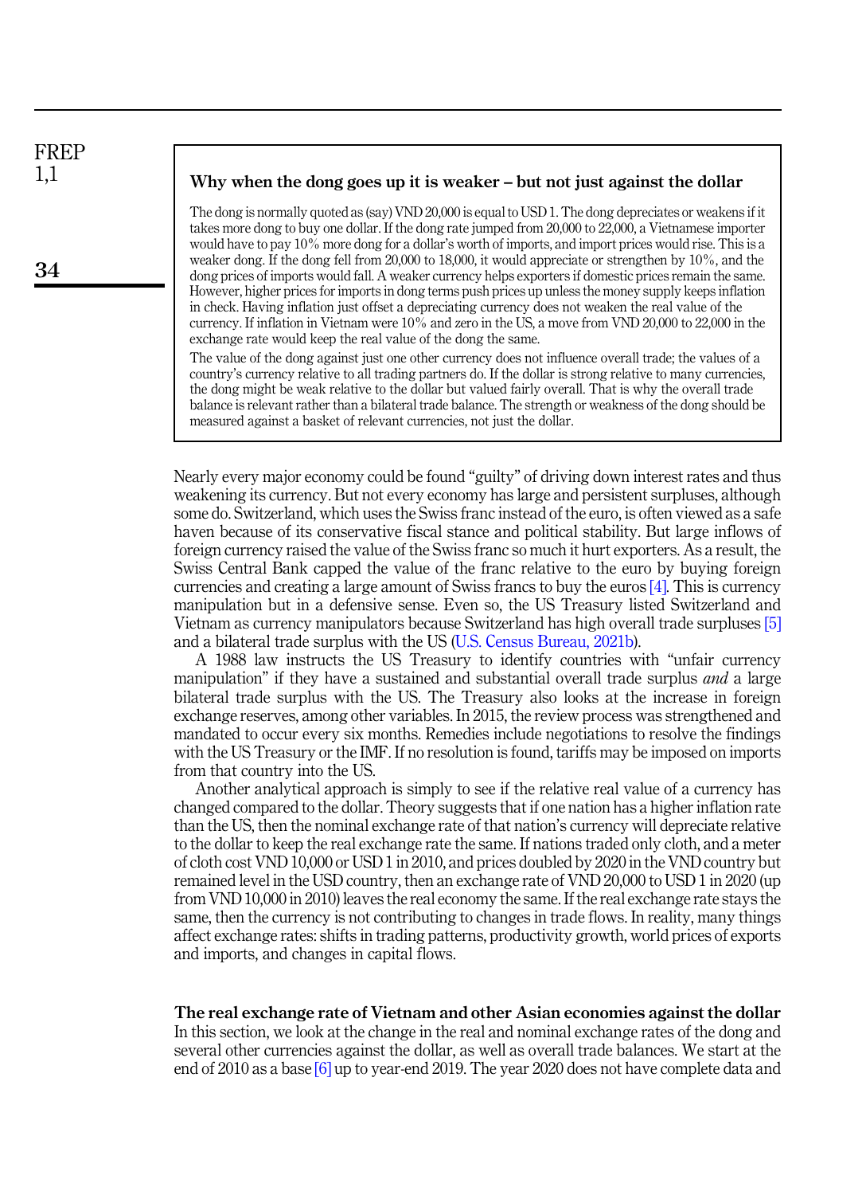### Why when the dong goes up it is weaker – but not just against the dollar

The dong is normally quoted as (say) VND 20,000 is equal to USD 1. The dong depreciates or weakens if it takes more dong to buy one dollar. If the dong rate jumped from 20,000 to 22,000, a Vietnamese importer would have to pay 10% more dong for a dollar's worth of imports, and import prices would rise. This is a weaker dong. If the dong fell from 20,000 to 18,000, it would appreciate or strengthen by 10%, and the dong prices of imports would fall. A weaker currency helps exporters if domestic prices remain the same. However, higher prices for imports in dong terms push prices up unless the money supply keeps inflation in check. Having inflation just offset a depreciating currency does not weaken the real value of the currency. If inflation in Vietnam were 10% and zero in the US, a move from VND 20,000 to 22,000 in the exchange rate would keep the real value of the dong the same.

The value of the dong against just one other currency does not influence overall trade; the values of a country's currency relative to all trading partners do. If the dollar is strong relative to many currencies, the dong might be weak relative to the dollar but valued fairly overall. That is why the overall trade balance is relevant rather than a bilateral trade balance. The strength or weakness of the dong should be measured against a basket of relevant currencies, not just the dollar.

Nearly every major economy could be found "guilty" of driving down interest rates and thus weakening its currency. But not every economy has large and persistent surpluses, although some do. Switzerland, which uses the Swiss franc instead of the euro, is often viewed as a safe haven because of its conservative fiscal stance and political stability. But large inflows of foreign currency raised the value of the Swiss franc so much it hurt exporters. As a result, the Swiss Central Bank capped the value of the franc relative to the euro by buying foreign currencies and creating a large amount of Swiss francs to buy the euros [4]. This is currency manipulation but in a defensive sense. Even so, the US Treasury listed Switzerland and Vietnam as currency manipulators because Switzerland has high overall trade surpluses [5] and a bilateral trade surplus with the US (U.S. Census Bureau, 2021b).

A 1988 law instructs the US Treasury to identify countries with "unfair currency manipulation" if they have a sustained and substantial overall trade surplus *and* a large bilateral trade surplus with the US. The Treasury also looks at the increase in foreign exchange reserves, among other variables. In 2015, the review process was strengthened and mandated to occur every six months. Remedies include negotiations to resolve the findings with the US Treasury or the IMF. If no resolution is found, tariffs may be imposed on imports from that country into the US.

Another analytical approach is simply to see if the relative real value of a currency has changed compared to the dollar. Theory suggests that if one nation has a higher inflation rate than the US, then the nominal exchange rate of that nation's currency will depreciate relative to the dollar to keep the real exchange rate the same. If nations traded only cloth, and a meter of cloth cost VND 10,000 or USD 1 in 2010, and prices doubled by 2020 in the VND country but remained level in the USD country, then an exchange rate of VND 20,000 to USD 1 in 2020 (up from VND 10,000 in 2010) leaves the real economy the same. If the real exchange rate stays the same, then the currency is not contributing to changes in trade flows. In reality, many things affect exchange rates: shifts in trading patterns, productivity growth, world prices of exports and imports, and changes in capital flows.

## The real exchange rate of Vietnam and other Asian economies against the dollar

In this section, we look at the change in the real and nominal exchange rates of the dong and several other currencies against the dollar, as well as overall trade balances. We start at the end of 2010 as a base [6] up to year-end 2019. The year 2020 does not have complete data and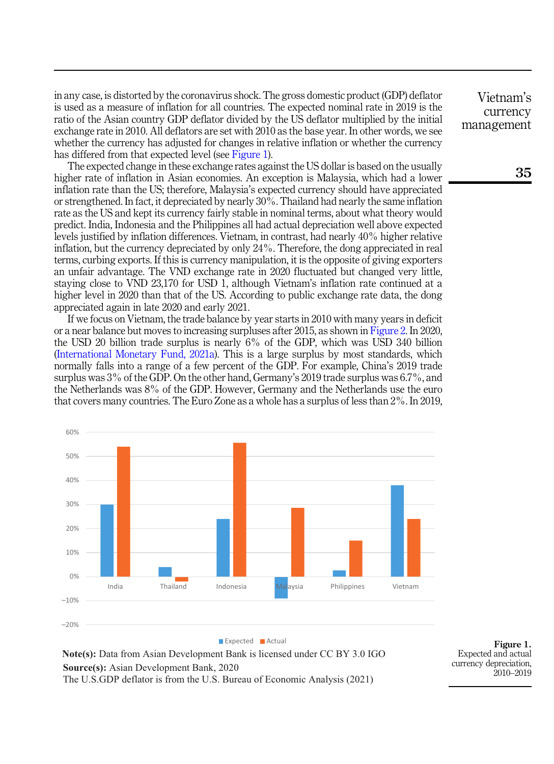in any case, is distorted by the coronavirus shock. The gross domestic product (GDP) deflator is used as a measure of inflation for all countries. The expected nominal rate in 2019 is the ratio of the Asian country GDP deflator divided by the US deflator multiplied by the initial exchange rate in 2010. All deflators are set with 2010 as the base year. In other words, we see whether the currency has adjusted for changes in relative inflation or whether the currency has differed from that expected level (see Figure 1).

The expected change in these exchange rates against the US dollar is based on the usually higher rate of inflation in Asian economies. An exception is Malaysia, which had a lower inflation rate than the US; therefore, Malaysia's expected currency should have appreciated or strengthened. In fact, it depreciated by nearly 30%. Thailand had nearly the same inflation rate as the US and kept its currency fairly stable in nominal terms, about what theory would predict. India, Indonesia and the Philippines all had actual depreciation well above expected levels justified by inflation differences. Vietnam, in contrast, had nearly 40% higher relative inflation, but the currency depreciated by only 24%. Therefore, the dong appreciated in real terms, curbing exports. If this is currency manipulation, it is the opposite of giving exporters an unfair advantage. The VND exchange rate in 2020 fluctuated but changed very little, staying close to VND 23,170 for USD 1, although Vietnam's inflation rate continued at a higher level in 2020 than that of the US. According to public exchange rate data, the dong appreciated again in late 2020 and early 2021.

If we focus on Vietnam, the trade balance by year starts in 2010 with many years in deficit or a near balance but moves to increasing surpluses after 2015, as shown in Figure 2. In 2020, the USD 20 billion trade surplus is nearly 6% of the GDP, which was USD 340 billion (International Monetary Fund, 2021a). This is a large surplus by most standards, which normally falls into a range of a few percent of the GDP. For example, China's 2019 trade surplus was 3% of the GDP. On the other hand, Germany's 2019 trade surplus was 6.7%, and the Netherlands was 8% of the GDP. However, Germany and the Netherlands use the euro that covers many countries. The Euro Zone as a whole has a surplus of less than 2%. In 2019,

**Note(s):** Data from Asian Development Bank is licensed under CC BY 3.0 IGO

**Source(s):** Asian Development Bank, 2020

The U.S.GDP deflator is from the U.S. Bureau of Economic Analysis (2021)

**Figure 1.** Expected and actual currency depreciation, 2010–2019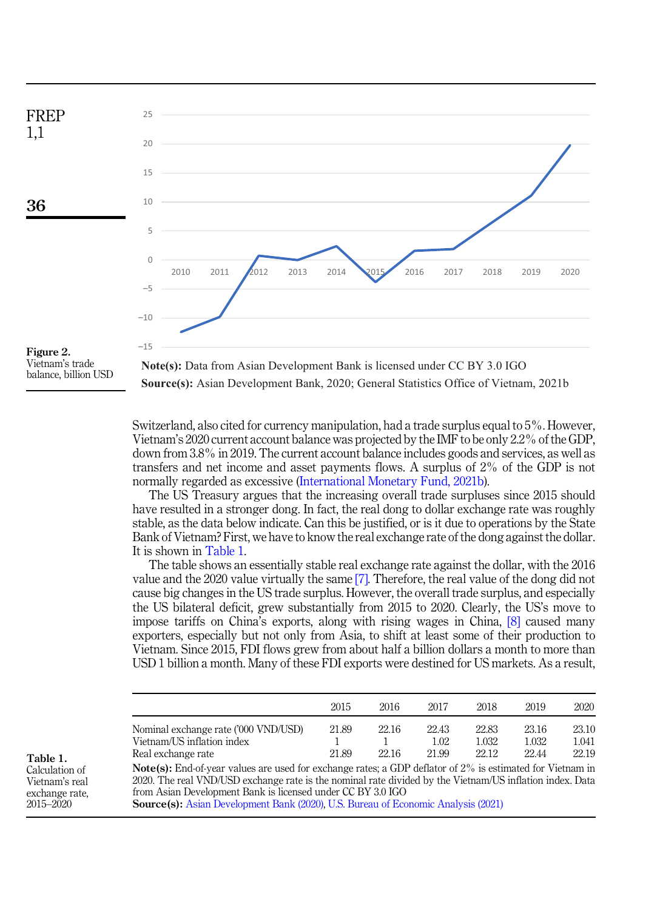Figure 2. Vietnam's trade balance, billion USD

**Note(s):** Data from Asian Development Bank is licensed under CC BY 3.0 IGO

**Source(s):** Asian Development Bank, 2020; General Statistics Office of Vietnam, 2021b

Switzerland, also cited for currency manipulation, had a trade surplus equal to 5%. However, Vietnam's 2020 current account balance was projected by the IMF to be only 2.2% of the GDP, down from 3.8% in 2019. The current account balance includes goods and services, as well as transfers and net income and asset payments flows. A surplus of 2% of the GDP is not normally regarded as excessive (International Monetary Fund, 2021b).

The US Treasury argues that the increasing overall trade surpluses since 2015 should have resulted in a stronger dong. In fact, the real dong to dollar exchange rate was roughly stable, as the data below indicate. Can this be justified, or is it due to operations by the State Bank of Vietnam? First, we have to know the real exchange rate of the dong against the dollar. It is shown in Table 1.

The table shows an essentially stable real exchange rate against the dollar, with the 2016 value and the 2020 value virtually the same [7]. Therefore, the real value of the dong did not cause big changes in the US trade surplus. However, the overall trade surplus, and especially the US bilateral deficit, grew substantially from 2015 to 2020. Clearly, the US's move to impose tariffs on China's exports, along with rising wages in China, [8] caused many exporters, especially but not only from Asia, to shift at least some of their production to Vietnam. Since 2015, FDI flows grew from about half a billion dollars a month to more than USD 1 billion a month. Many of these FDI exports were destined for US markets. As a result,

Table 1. Calculation of Vietnam's real exchange rate, 2015–2020

| | 2015 | 2016 | 2017 | 2018 | 2019 | 2020 |
|---|---|---|---|---|---|---|
| Nominal exchange rate ('000 VND/USD) | 21.89 | 22.16 | 22.43 | 22.83 | 23.16 | 23.10 |
| Vietnam/US inflation index | 1 | 1 | 1.02 | 1.032 | 1.032 | 1.041 |
| Real exchange rate | 21.89 | 22.16 | 21.99 | 22.12 | 22.44 | 22.19 |

**Note(s):** End-of-year values are used for exchange rates; a GDP deflator of 2% is estimated for Vietnam in 2020. The real VND/USD exchange rate is the nominal rate divided by the Vietnam/US inflation index. Data from Asian Development Bank is licensed under CC BY 3.0 IGO

**Source(s):** Asian Development Bank (2020), U.S. Bureau of Economic Analysis (2021)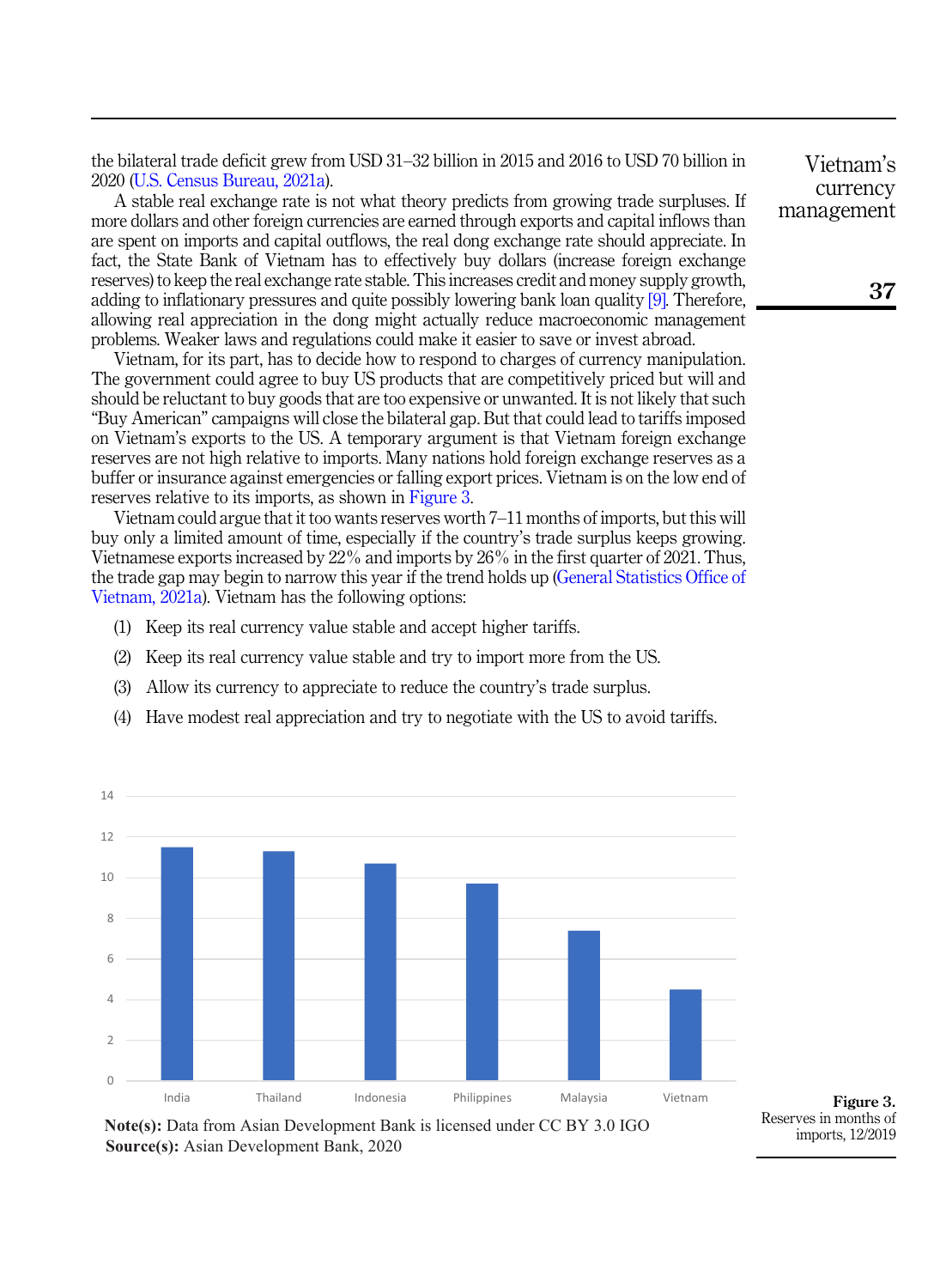the bilateral trade deficit grew from USD 31–32 billion in 2015 and 2016 to USD 70 billion in 2020 (U.S. Census Bureau, 2021a).

A stable real exchange rate is not what theory predicts from growing trade surpluses. If more dollars and other foreign currencies are earned through exports and capital inflows than are spent on imports and capital outflows, the real dong exchange rate should appreciate. In fact, the State Bank of Vietnam has to effectively buy dollars (increase foreign exchange reserves) to keep the real exchange rate stable. This increases credit and money supply growth, adding to inflationary pressures and quite possibly lowering bank loan quality [9]. Therefore, allowing real appreciation in the dong might actually reduce macroeconomic management problems. Weaker laws and regulations could make it easier to save or invest abroad.

Vietnam, for its part, has to decide how to respond to charges of currency manipulation. The government could agree to buy US products that are competitively priced but will and should be reluctant to buy goods that are too expensive or unwanted. It is not likely that such "Buy American" campaigns will close the bilateral gap. But that could lead to tariffs imposed on Vietnam's exports to the US. A temporary argument is that Vietnam foreign exchange reserves are not high relative to imports. Many nations hold foreign exchange reserves as a buffer or insurance against emergencies or falling export prices. Vietnam is on the low end of reserves relative to its imports, as shown in Figure 3.

Vietnam could argue that it too wants reserves worth 7–11 months of imports, but this will buy only a limited amount of time, especially if the country's trade surplus keeps growing. Vietnamese exports increased by 22% and imports by 26% in the first quarter of 2021. Thus, the trade gap may begin to narrow this year if the trend holds up (General Statistics Office of Vietnam, 2021a). Vietnam has the following options:

(1) Keep its real currency value stable and accept higher tariffs.

(2) Keep its real currency value stable and try to import more from the US.

(3) Allow its currency to appreciate to reduce the country's trade surplus.

(4) Have modest real appreciation and try to negotiate with the US to avoid tariffs.

| Country | Reserves in months of imports |
|---|---|
| India | 11.5 |
| Thailand | 11.3 |
| Indonesia | 10.7 |
| Philippines | 9.7 |
| Malaysia | 7.4 |
| Vietnam | 4.5 |

**Note(s):** Data from Asian Development Bank is licensed under CC BY 3.0 IGO
**Source(s):** Asian Development Bank, 2020

**Figure 3.** Reserves in months of imports, 12/2019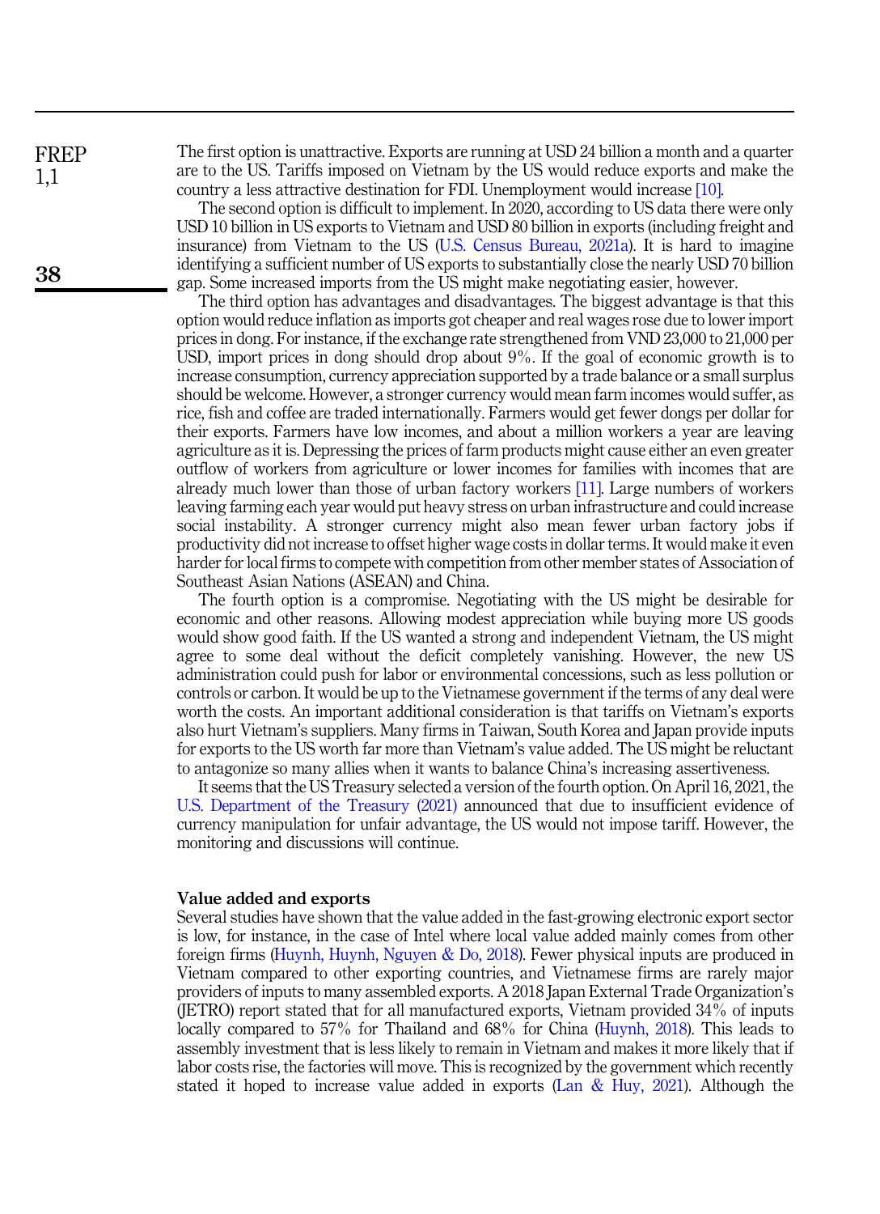The first option is unattractive. Exports are running at USD 24 billion a month and a quarter are to the US. Tariffs imposed on Vietnam by the US would reduce exports and make the country a less attractive destination for FDI. Unemployment would increase [10].

The second option is difficult to implement. In 2020, according to US data there were only USD 10 billion in US exports to Vietnam and USD 80 billion in exports (including freight and insurance) from Vietnam to the US (U.S. Census Bureau, 2021a). It is hard to imagine identifying a sufficient number of US exports to substantially close the nearly USD 70 billion gap. Some increased imports from the US might make negotiating easier, however.

The third option has advantages and disadvantages. The biggest advantage is that this option would reduce inflation as imports got cheaper and real wages rose due to lower import prices in dong. For instance, if the exchange rate strengthened from VND 23,000 to 21,000 per USD, import prices in dong should drop about 9%. If the goal of economic growth is to increase consumption, currency appreciation supported by a trade balance or a small surplus should be welcome. However, a stronger currency would mean farm incomes would suffer, as rice, fish and coffee are traded internationally. Farmers would get fewer dongs per dollar for their exports. Farmers have low incomes, and about a million workers a year are leaving agriculture as it is. Depressing the prices of farm products might cause either an even greater outflow of workers from agriculture or lower incomes for families with incomes that are already much lower than those of urban factory workers [11]. Large numbers of workers leaving farming each year would put heavy stress on urban infrastructure and could increase social instability. A stronger currency might also mean fewer urban factory jobs if productivity did not increase to offset higher wage costs in dollar terms. It would make it even harder for local firms to compete with competition from other member states of Association of Southeast Asian Nations (ASEAN) and China.

The fourth option is a compromise. Negotiating with the US might be desirable for economic and other reasons. Allowing modest appreciation while buying more US goods would show good faith. If the US wanted a strong and independent Vietnam, the US might agree to some deal without the deficit completely vanishing. However, the new US administration could push for labor or environmental concessions, such as less pollution or controls or carbon. It would be up to the Vietnamese government if the terms of any deal were worth the costs. An important additional consideration is that tariffs on Vietnam's exports also hurt Vietnam's suppliers. Many firms in Taiwan, South Korea and Japan provide inputs for exports to the US worth far more than Vietnam's value added. The US might be reluctant to antagonize so many allies when it wants to balance China's increasing assertiveness.

It seems that the US Treasury selected a version of the fourth option. On April 16, 2021, the U.S. Department of the Treasury (2021) announced that due to insufficient evidence of currency manipulation for unfair advantage, the US would not impose tariff. However, the monitoring and discussions will continue.

## Value added and exports

Several studies have shown that the value added in the fast-growing electronic export sector is low, for instance, in the case of Intel where local value added mainly comes from other foreign firms (Huynh, Huynh, Nguyen & Do, 2018). Fewer physical inputs are produced in Vietnam compared to other exporting countries, and Vietnamese firms are rarely major providers of inputs to many assembled exports. A 2018 Japan External Trade Organization's (JETRO) report stated that for all manufactured exports, Vietnam provided 34% of inputs locally compared to 57% for Thailand and 68% for China (Huynh, 2018). This leads to assembly investment that is less likely to remain in Vietnam and makes it more likely that if labor costs rise, the factories will move. This is recognized by the government which recently stated it hoped to increase value added in exports (Lan & Huy, 2021). Although the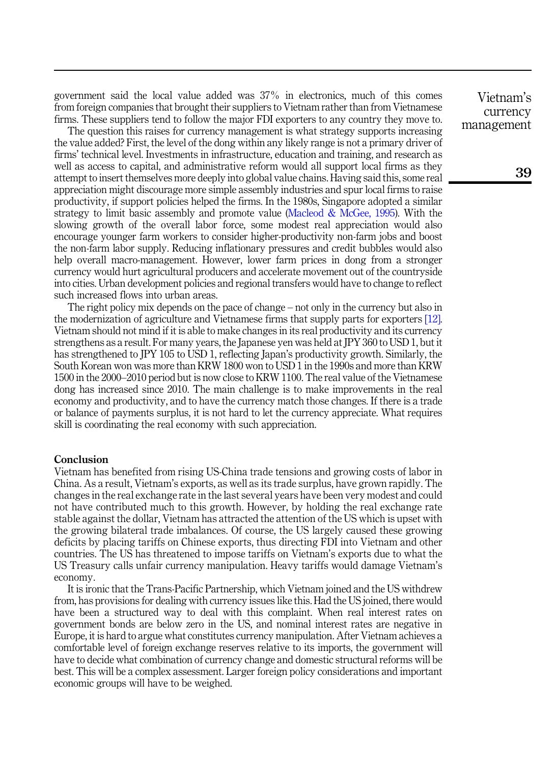government said the local value added was 37% in electronics, much of this comes from foreign companies that brought their suppliers to Vietnam rather than from Vietnamese firms. These suppliers tend to follow the major FDI exporters to any country they move to.

The question this raises for currency management is what strategy supports increasing the value added? First, the level of the dong within any likely range is not a primary driver of firms' technical level. Investments in infrastructure, education and training, and research as well as access to capital, and administrative reform would all support local firms as they attempt to insert themselves more deeply into global value chains. Having said this, some real appreciation might discourage more simple assembly industries and spur local firms to raise productivity, if support policies helped the firms. In the 1980s, Singapore adopted a similar strategy to limit basic assembly and promote value (Macleod & McGee, 1995). With the slowing growth of the overall labor force, some modest real appreciation would also encourage younger farm workers to consider higher-productivity non-farm jobs and boost the non-farm labor supply. Reducing inflationary pressures and credit bubbles would also help overall macro-management. However, lower farm prices in dong from a stronger currency would hurt agricultural producers and accelerate movement out of the countryside into cities. Urban development policies and regional transfers would have to change to reflect such increased flows into urban areas.

The right policy mix depends on the pace of change – not only in the currency but also in the modernization of agriculture and Vietnamese firms that supply parts for exporters [12]. Vietnam should not mind if it is able to make changes in its real productivity and its currency strengthens as a result. For many years, the Japanese yen was held at JPY 360 to USD 1, but it has strengthened to JPY 105 to USD 1, reflecting Japan's productivity growth. Similarly, the South Korean won was more than KRW 1800 won to USD 1 in the 1990s and more than KRW 1500 in the 2000–2010 period but is now close to KRW 1100. The real value of the Vietnamese dong has increased since 2010. The main challenge is to make improvements in the real economy and productivity, and to have the currency match those changes. If there is a trade or balance of payments surplus, it is not hard to let the currency appreciate. What requires skill is coordinating the real economy with such appreciation.

## Conclusion

Vietnam has benefited from rising US-China trade tensions and growing costs of labor in China. As a result, Vietnam's exports, as well as its trade surplus, have grown rapidly. The changes in the real exchange rate in the last several years have been very modest and could not have contributed much to this growth. However, by holding the real exchange rate stable against the dollar, Vietnam has attracted the attention of the US which is upset with the growing bilateral trade imbalances. Of course, the US largely caused these growing deficits by placing tariffs on Chinese exports, thus directing FDI into Vietnam and other countries. The US has threatened to impose tariffs on Vietnam's exports due to what the US Treasury calls unfair currency manipulation. Heavy tariffs would damage Vietnam's economy.

It is ironic that the Trans-Pacific Partnership, which Vietnam joined and the US withdrew from, has provisions for dealing with currency issues like this. Had the US joined, there would have been a structured way to deal with this complaint. When real interest rates on government bonds are below zero in the US, and nominal interest rates are negative in Europe, it is hard to argue what constitutes currency manipulation. After Vietnam achieves a comfortable level of foreign exchange reserves relative to its imports, the government will have to decide what combination of currency change and domestic structural reforms will be best. This will be a complex assessment. Larger foreign policy considerations and important economic groups will have to be weighed.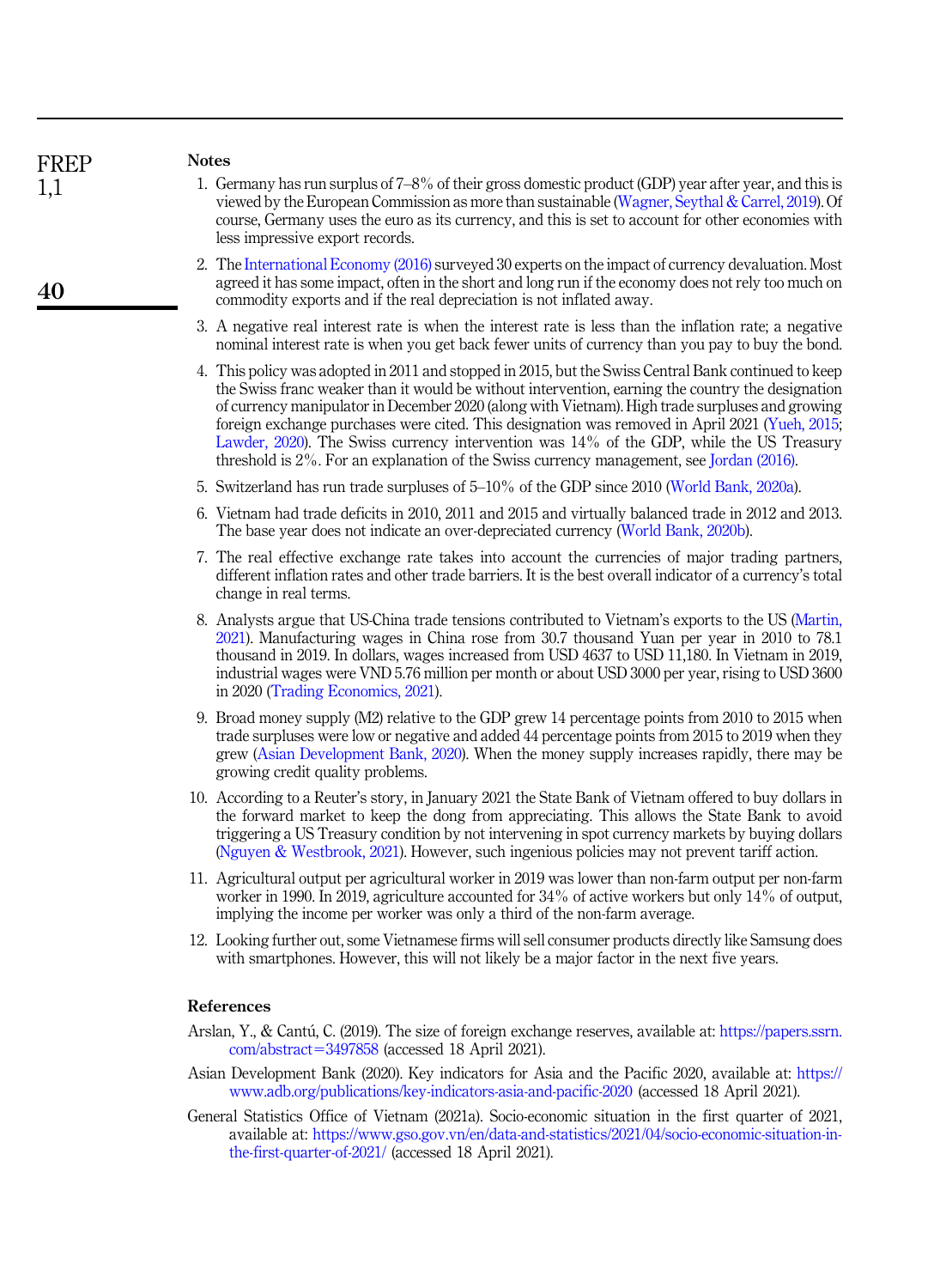## Notes

1. Germany has run surplus of 7–8% of their gross domestic product (GDP) year after year, and this is viewed by the European Commission as more than sustainable (Wagner, Seythal & Carrel, 2019). Of course, Germany uses the euro as its currency, and this is set to account for other economies with less impressive export records.
2. The International Economy (2016) surveyed 30 experts on the impact of currency devaluation. Most agreed it has some impact, often in the short and long run if the economy does not rely too much on commodity exports and if the real depreciation is not inflated away.
3. A negative real interest rate is when the interest rate is less than the inflation rate; a negative nominal interest rate is when you get back fewer units of currency than you pay to buy the bond.
4. This policy was adopted in 2011 and stopped in 2015, but the Swiss Central Bank continued to keep the Swiss franc weaker than it would be without intervention, earning the country the designation of currency manipulator in December 2020 (along with Vietnam). High trade surpluses and growing foreign exchange purchases were cited. This designation was removed in April 2021 (Yueh, 2015; Lawder, 2020). The Swiss currency intervention was 14% of the GDP, while the US Treasury threshold is 2%. For an explanation of the Swiss currency management, see Jordan (2016).
5. Switzerland has run trade surpluses of 5–10% of the GDP since 2010 (World Bank, 2020a).
6. Vietnam had trade deficits in 2010, 2011 and 2015 and virtually balanced trade in 2012 and 2013. The base year does not indicate an over-depreciated currency (World Bank, 2020b).
7. The real effective exchange rate takes into account the currencies of major trading partners, different inflation rates and other trade barriers. It is the best overall indicator of a currency's total change in real terms.
8. Analysts argue that US-China trade tensions contributed to Vietnam's exports to the US (Martin, 2021). Manufacturing wages in China rose from 30.7 thousand Yuan per year in 2010 to 78.1 thousand in 2019. In dollars, wages increased from USD 4637 to USD 11,180. In Vietnam in 2019, industrial wages were VND 5.76 million per month or about USD 3000 per year, rising to USD 3600 in 2020 (Trading Economics, 2021).
9. Broad money supply (M2) relative to the GDP grew 14 percentage points from 2010 to 2015 when trade surpluses were low or negative and added 44 percentage points from 2015 to 2019 when they grew (Asian Development Bank, 2020). When the money supply increases rapidly, there may be growing credit quality problems.
10. According to a Reuter's story, in January 2021 the State Bank of Vietnam offered to buy dollars in the forward market to keep the dong from appreciating. This allows the State Bank to avoid triggering a US Treasury condition by not intervening in spot currency markets by buying dollars (Nguyen & Westbrook, 2021). However, such ingenious policies may not prevent tariff action.
11. Agricultural output per agricultural worker in 2019 was lower than non-farm output per non-farm worker in 1990. In 2019, agriculture accounted for 34% of active workers but only 14% of output, implying the income per worker was only a third of the non-farm average.
12. Looking further out, some Vietnamese firms will sell consumer products directly like Samsung does with smartphones. However, this will not likely be a major factor in the next five years.

## References

Arslan, Y., & Cantú, C. (2019). The size of foreign exchange reserves, available at: https://papers.ssrn.com/abstract=3497858 (accessed 18 April 2021).

Asian Development Bank (2020). Key indicators for Asia and the Pacific 2020, available at: https://www.adb.org/publications/key-indicators-asia-and-pacific-2020 (accessed 18 April 2021).

General Statistics Office of Vietnam (2021a). Socio-economic situation in the first quarter of 2021, available at: https://www.gso.gov.vn/en/data-and-statistics/2021/04/socio-economic-situation-in-the-first-quarter-of-2021/ (accessed 18 April 2021).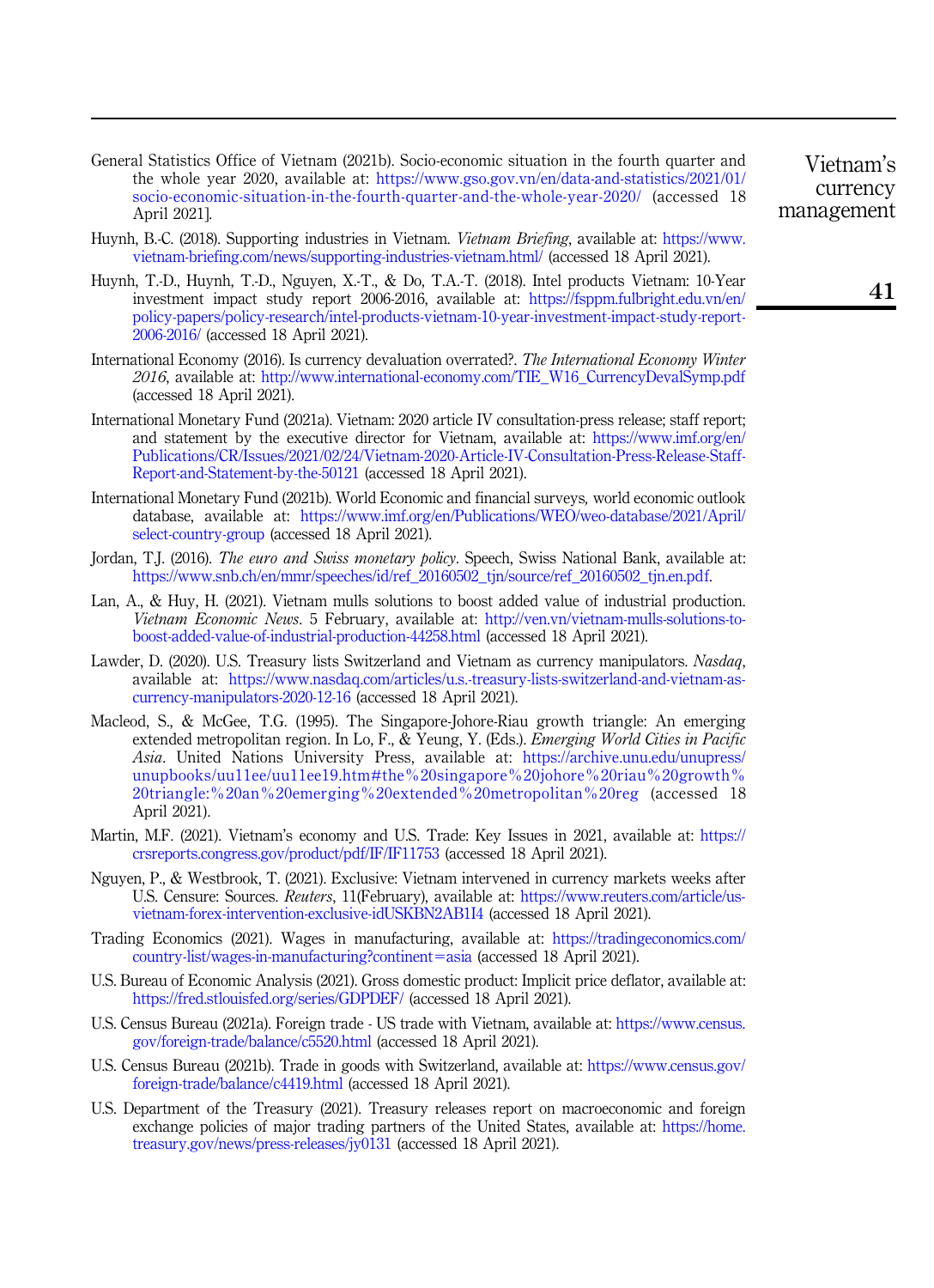General Statistics Office of Vietnam (2021b). Socio-economic situation in the fourth quarter and the whole year 2020, available at: https://www.gso.gov.vn/en/data-and-statistics/2021/01/socio-economic-situation-in-the-fourth-quarter-and-the-whole-year-2020/ (accessed 18 April 2021].

Huynh, B.-C. (2018). Supporting industries in Vietnam. *Vietnam Briefing*, available at: https://www.vietnam-briefing.com/news/supporting-industries-vietnam.html/ (accessed 18 April 2021).

Huynh, T.-D., Huynh, T.-D., Nguyen, X.-T., & Do, T.A.-T. (2018). Intel products Vietnam: 10-Year investment impact study report 2006-2016, available at: https://fsppm.fulbright.edu.vn/en/policy-papers/policy-research/intel-products-vietnam-10-year-investment-impact-study-report-2006-2016/ (accessed 18 April 2021).

International Economy (2016). Is currency devaluation overrated?. *The International Economy Winter 2016*, available at: http://www.international-economy.com/TIE_W16_CurrencyDevalSymp.pdf (accessed 18 April 2021).

International Monetary Fund (2021a). Vietnam: 2020 article IV consultation-press release; staff report; and statement by the executive director for Vietnam, available at: https://www.imf.org/en/Publications/CR/Issues/2021/02/24/Vietnam-2020-Article-IV-Consultation-Press-Release-Staff-Report-and-Statement-by-the-50121 (accessed 18 April 2021).

International Monetary Fund (2021b). World Economic and financial surveys, world economic outlook database, available at: https://www.imf.org/en/Publications/WEO/weo-database/2021/April/select-country-group (accessed 18 April 2021).

Jordan, T.J. (2016). *The euro and Swiss monetary policy*. Speech, Swiss National Bank, available at: https://www.snb.ch/en/mmr/speeches/id/ref_20160502_tjn/source/ref_20160502_tjn.en.pdf.

Lan, A., & Huy, H. (2021). Vietnam mulls solutions to boost added value of industrial production. *Vietnam Economic News*. 5 February, available at: http://ven.vn/vietnam-mulls-solutions-to-boost-added-value-of-industrial-production-44258.html (accessed 18 April 2021).

Lawder, D. (2020). U.S. Treasury lists Switzerland and Vietnam as currency manipulators. *Nasdaq*, available at: https://www.nasdaq.com/articles/u.s.-treasury-lists-switzerland-and-vietnam-as-currency-manipulators-2020-12-16 (accessed 18 April 2021).

Macleod, S., & McGee, T.G. (1995). The Singapore-Johore-Riau growth triangle: An emerging extended metropolitan region. In Lo, F., & Yeung, Y. (Eds.). *Emerging World Cities in Pacific Asia*. United Nations University Press, available at: https://archive.unu.edu/unupress/unupbooks/uu11ee/uu11ee19.htm#the%20singapore%20johore%20riau%20growth%20triangle:%20an%20emerging%20extended%20metropolitan%20reg (accessed 18 April 2021).

Martin, M.F. (2021). Vietnam's economy and U.S. Trade: Key Issues in 2021, available at: https://crsreports.congress.gov/product/pdf/IF/IF11753 (accessed 18 April 2021).

Nguyen, P., & Westbrook, T. (2021). Exclusive: Vietnam intervened in currency markets weeks after U.S. Censure: Sources. *Reuters*, 11(February), available at: https://www.reuters.com/article/us-vietnam-forex-intervention-exclusive-idUSKBN2AB1I4 (accessed 18 April 2021).

Trading Economics (2021). Wages in manufacturing, available at: https://tradingeconomics.com/country-list/wages-in-manufacturing?continent=asia (accessed 18 April 2021).

U.S. Bureau of Economic Analysis (2021). Gross domestic product: Implicit price deflator, available at: https://fred.stlouisfed.org/series/GDPDEF/ (accessed 18 April 2021).

U.S. Census Bureau (2021a). Foreign trade - US trade with Vietnam, available at: https://www.census.gov/foreign-trade/balance/c5520.html (accessed 18 April 2021).

U.S. Census Bureau (2021b). Trade in goods with Switzerland, available at: https://www.census.gov/foreign-trade/balance/c4419.html (accessed 18 April 2021).

U.S. Department of the Treasury (2021). Treasury releases report on macroeconomic and foreign exchange policies of major trading partners of the United States, available at: https://home.treasury.gov/news/press-releases/jy0131 (accessed 18 April 2021).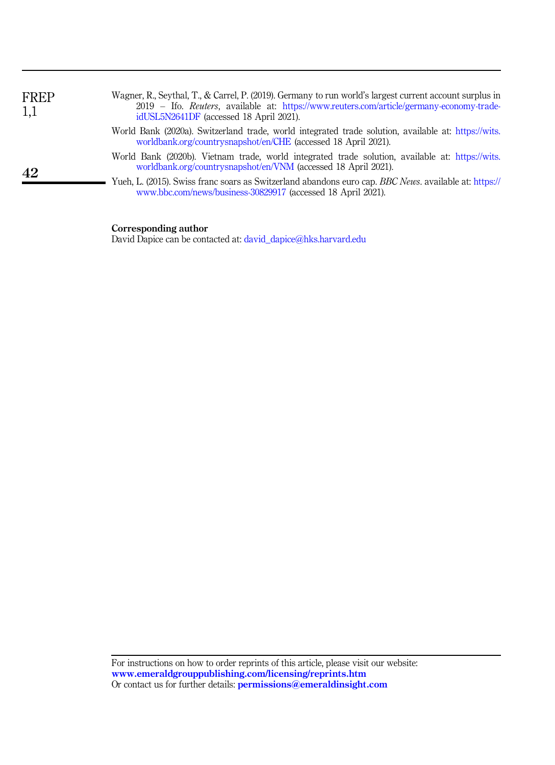Wagner, R., Seythal, T., & Carrel, P. (2019). Germany to run world's largest current account surplus in 2019 – Ifo. *Reuters*, available at: https://www.reuters.com/article/germany-economy-trade-idUSL5N2641DF (accessed 18 April 2021).

World Bank (2020a). Switzerland trade, world integrated trade solution, available at: https://wits.worldbank.org/countrysnapshot/en/CHE (accessed 18 April 2021).

World Bank (2020b). Vietnam trade, world integrated trade solution, available at: https://wits.worldbank.org/countrysnapshot/en/VNM (accessed 18 April 2021).

Yueh, L. (2015). Swiss franc soars as Switzerland abandons euro cap. *BBC News*. available at: https://www.bbc.com/news/business-30829917 (accessed 18 April 2021).

**Corresponding author**
David Dapice can be contacted at: david_dapice@hks.harvard.edu

For instructions on how to order reprints of this article, please visit our website:
**www.emeraldgrouppublishing.com/licensing/reprints.htm**
Or contact us for further details: **permissions@emeraldinsight.com**